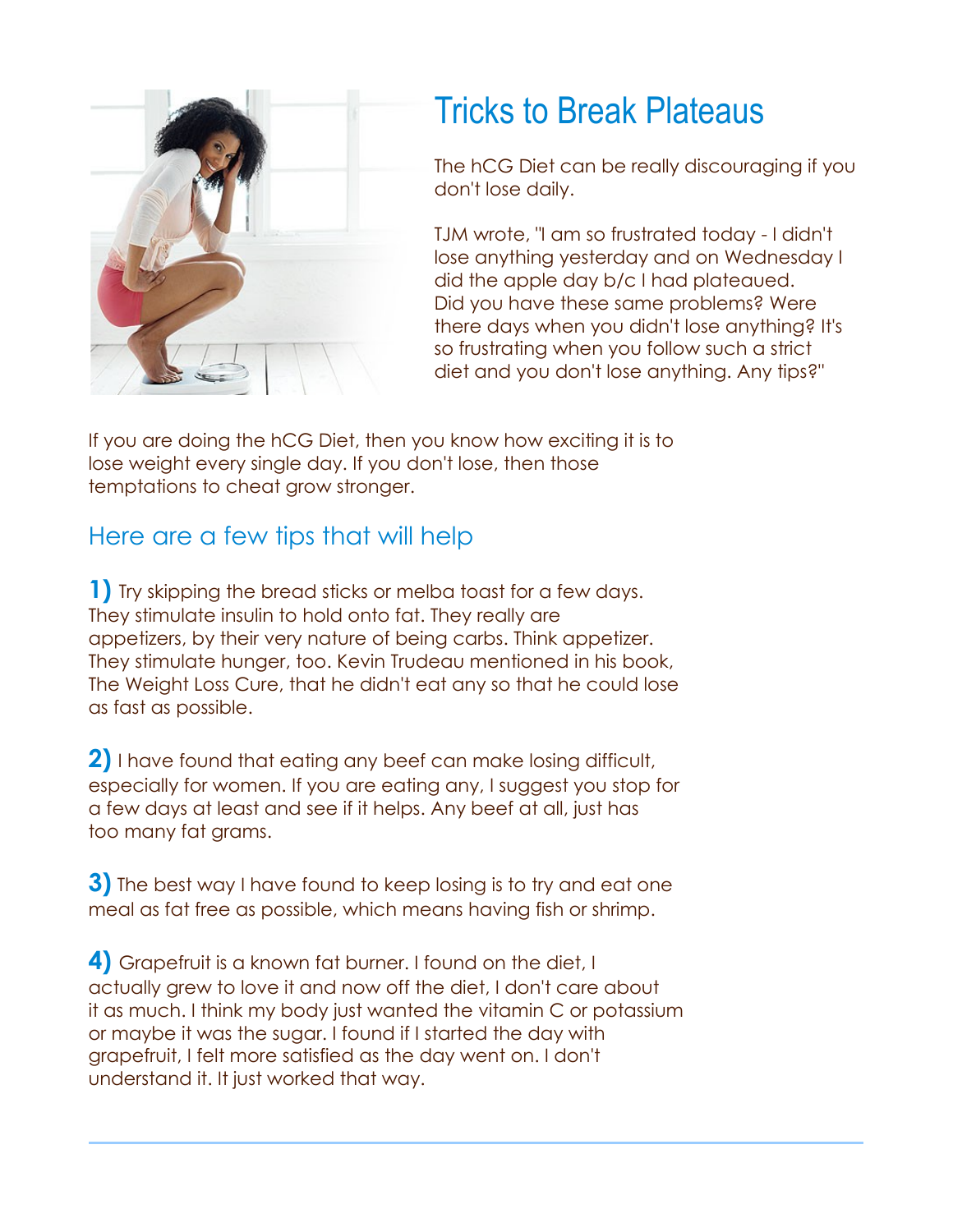# Tricks to Break Plateaus

The hCG Diet can be really discouraging if you don't lose daily.

TJM wrote, "I am so frustrated today - I didn't lose anything yesterday and on Wednesday I did the apple day b/c I had plateaued. Did you have these same problems? Were there days when you didn't lose anything? It's so frustrating when you follow such a strict diet and you don't lose anything. Any tips?"

If you are doing the hCG Diet, then you know how exciting it is to lose weight every single day. If you don't lose, then those temptations to cheat grow stronger.

## Here are a few tips that will help

**1)** Try skipping the bread sticks or melba toast for a few days. They stimulate insulin to hold onto fat. They really are appetizers, by their very nature of being carbs. Think appetizer. They stimulate hunger, too. Kevin Trudeau mentioned in his book, The Weight Loss Cure, that he didn't eat any so that he could lose as fast as possible.

**2)** I have found that eating any beef can make losing difficult, especially for women. If you are eating any, I suggest you stop for a few days at least and see if it helps. Any beef at all, just has too many fat grams.

**3)** The best way I have found to keep losing is to try and eat one meal as fat free as possible, which means having fish or shrimp.

**4)** Grapefruit is a known fat burner. I found on the diet, I actually grew to love it and now off the diet, I don't care about it as much. I think my body just wanted the vitamin C or potassium or maybe it was the sugar. I found if I started the day with grapefruit, I felt more satisfied as the day went on. I don't understand it. It just worked that way.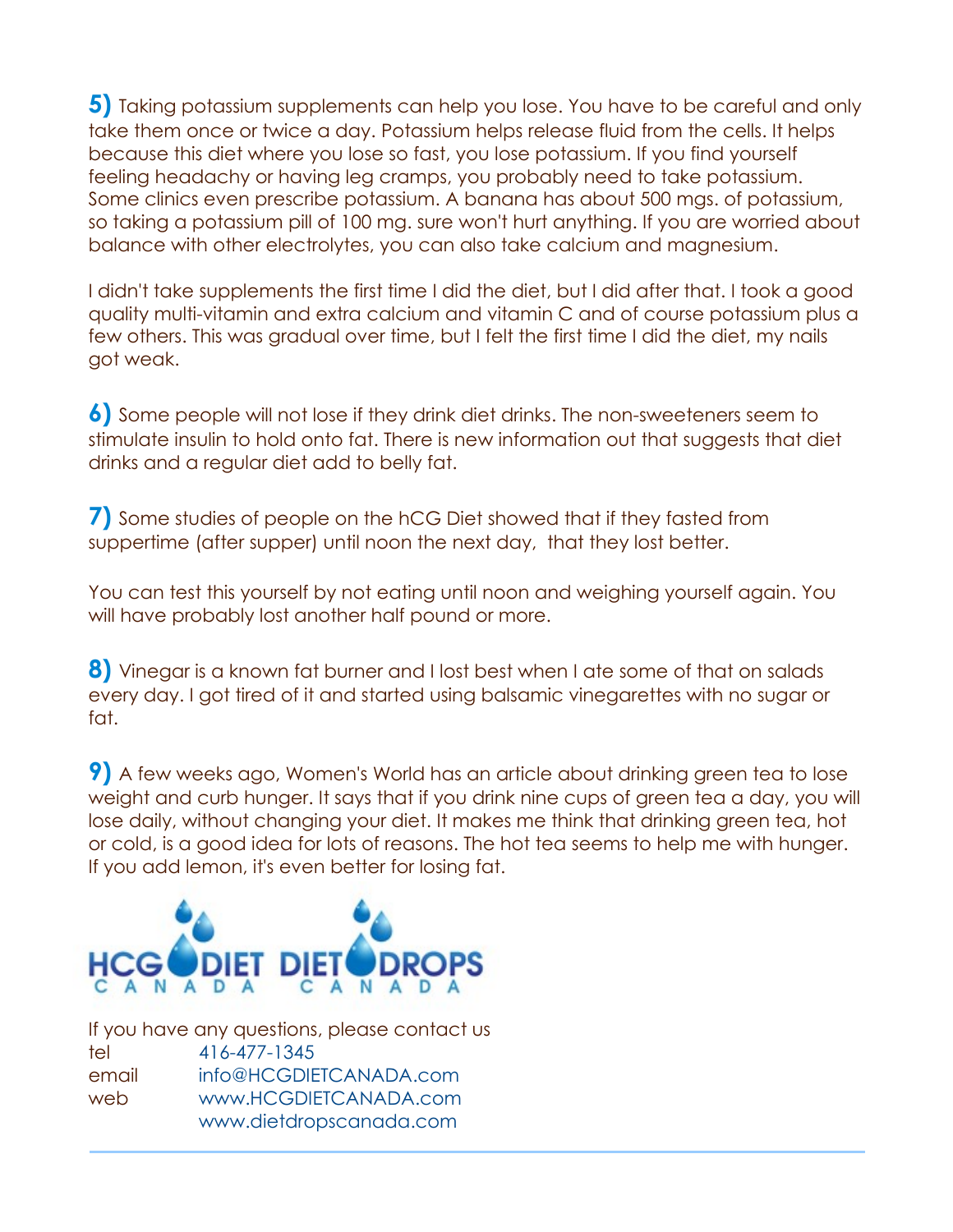**5)** Taking potassium supplements can help you lose. You have to be careful and only take them once or twice a day. Potassium helps release fluid from the cells. It helps because this diet where you lose so fast, you lose potassium. If you find yourself feeling headachy or having leg cramps, you probably need to take potassium. Some clinics even prescribe potassium. A banana has about 500 mgs. of potassium, so taking a potassium pill of 100 mg. sure won't hurt anything. If you are worried about balance with other electrolytes, you can also take calcium and magnesium.

I didn't take supplements the first time I did the diet, but I did after that. I took a good quality multi-vitamin and extra calcium and vitamin C and of course potassium plus a few others. This was gradual over time, but I felt the first time I did the diet, my nails got weak.

**6)** Some people will not lose if they drink diet drinks. The non-sweeteners seem to stimulate insulin to hold onto fat. There is new information out that suggests that diet drinks and a regular diet add to belly fat.

**7)** Some studies of people on the hCG Diet showed that if they fasted from suppertime (after supper) until noon the next day, that they lost better.

You can test this yourself by not eating until noon and weighing yourself again. You will have probably lost another half pound or more.

**8)** Vinegar is a known fat burner and I lost best when I ate some of that on salads every day. I got tired of it and started using balsamic vinegarettes with no sugar or fat.

**9)** A few weeks ago, Women's World has an article about drinking green tea to lose weight and curb hunger. It says that if you drink nine cups of green tea a day, you will lose daily, without changing your diet. It makes me think that drinking green tea, hot or cold, is a good idea for lots of reasons. The hot tea seems to help me with hunger. If you add lemon, it's even better for losing fat.

HCG DIET CANADA DIET DROPS CANADA

If you have any questions, please contact us

tel 416-477-1345
email info@HCGDIETCANADA.com
web www.HCGDIETCANADA.com
www.dietdropscanada.com